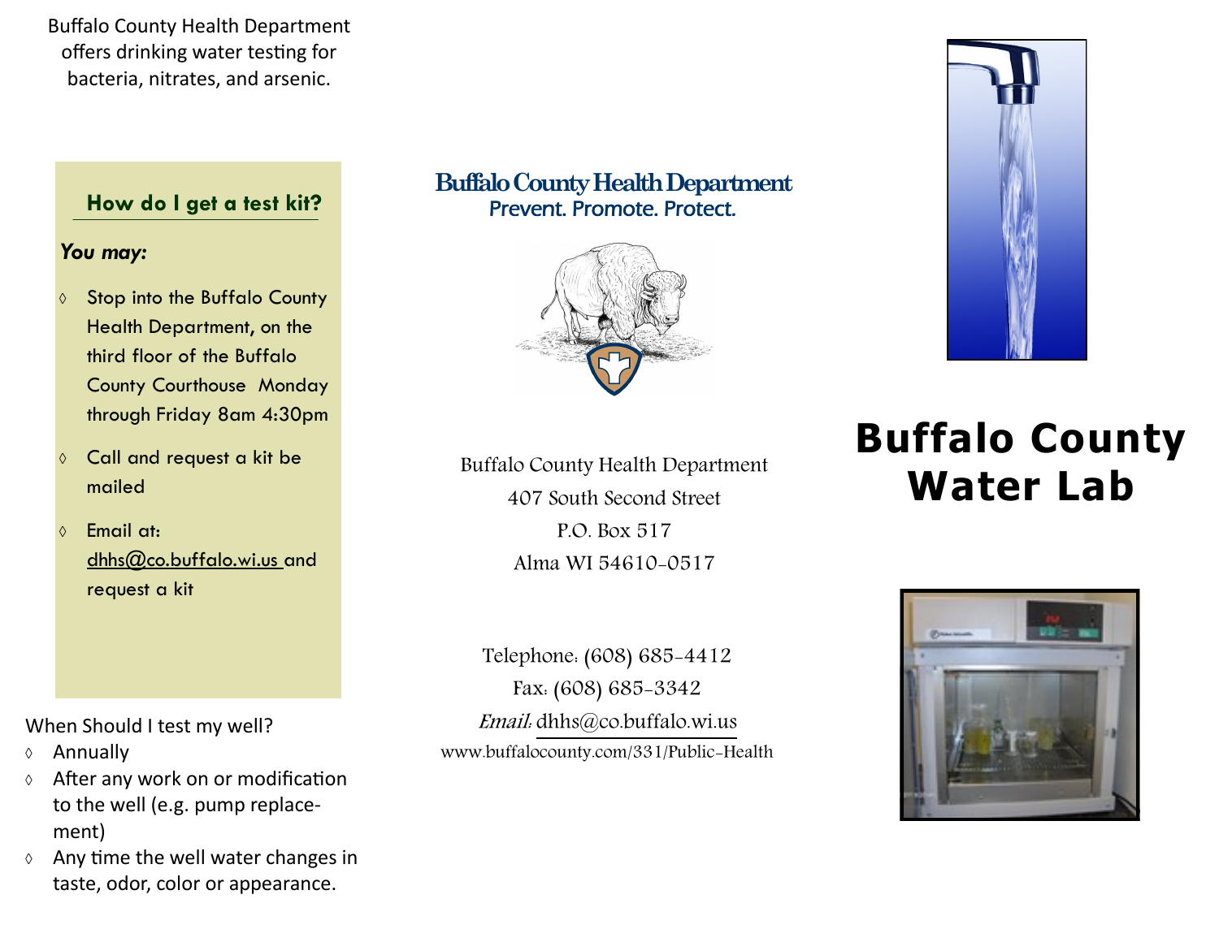Buffalo County Health Department offers drinking water testing for bacteria, nitrates, and arsenic.

### How do I get a test kit?

***You may:***

- Stop into the Buffalo County Health Department, on the third floor of the Buffalo County Courthouse Monday through Friday 8am 4:30pm
- Call and request a kit be mailed
- Email at: dhhs@co.buffalo.wi.us and request a kit

When Should I test my well?

- Annually
- After any work on or modification to the well (e.g. pump replacement)
- Any time the well water changes in taste, odor, color or appearance.

**Buffalo County Health Department**
Prevent. Promote. Protect.

Buffalo County Health Department
407 South Second Street
P.O. Box 517
Alma WI 54610-0517

Telephone: (608) 685-4412
Fax: (608) 685-3342
*Email:* dhhs@co.buffalo.wi.us
www.buffalocounty.com/331/Public-Health

# Buffalo County Water Lab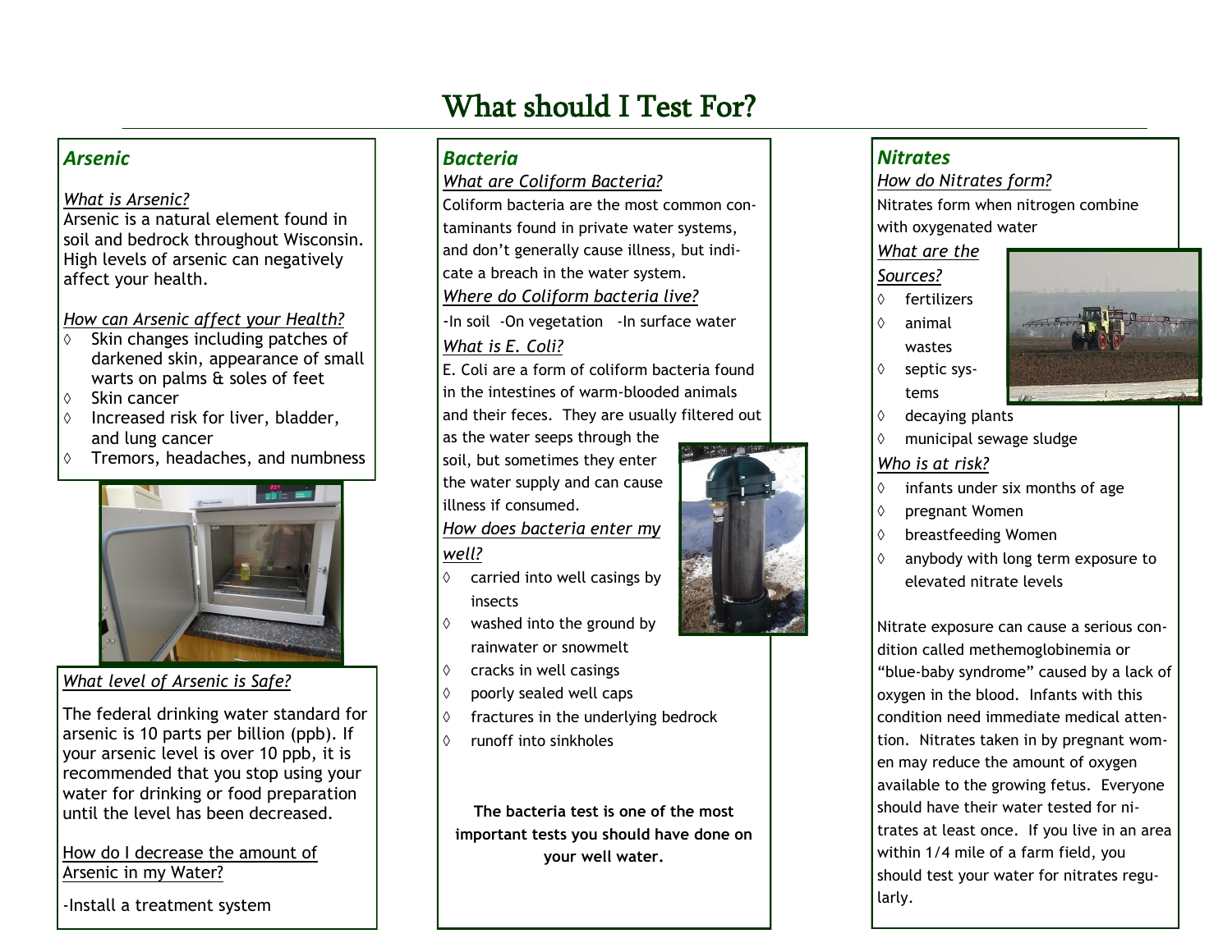# What should I Test For?

## *Arsenic*

*What is Arsenic?*

Arsenic is a natural element found in soil and bedrock throughout Wisconsin. High levels of arsenic can negatively affect your health.

*How can Arsenic affect your Health?*

◊ Skin changes including patches of darkened skin, appearance of small warts on palms & soles of feet
◊ Skin cancer
◊ Increased risk for liver, bladder, and lung cancer
◊ Tremors, headaches, and numbness

*What level of Arsenic is Safe?*

The federal drinking water standard for arsenic is 10 parts per billion (ppb). If your arsenic level is over 10 ppb, it is recommended that you stop using your water for drinking or food preparation until the level has been decreased.

How do I decrease the amount of Arsenic in my Water?

-Install a treatment system

## *Bacteria*

*What are Coliform Bacteria?*

Coliform bacteria are the most common contaminants found in private water systems, and don't generally cause illness, but indicate a breach in the water system.

*Where do Coliform bacteria live?*

-In soil -On vegetation -In surface water

*What is E. Coli?*

E. Coli are a form of coliform bacteria found in the intestines of warm-blooded animals and their feces. They are usually filtered out as the water seeps through the soil, but sometimes they enter the water supply and can cause illness if consumed.

*How does bacteria enter my well?*

◊ carried into well casings by insects
◊ washed into the ground by rainwater or snowmelt
◊ cracks in well casings
◊ poorly sealed well caps
◊ fractures in the underlying bedrock
◊ runoff into sinkholes

**The bacteria test is one of the most important tests you should have done on your well water.**

## *Nitrates*

*How do Nitrates form?*

Nitrates form when nitrogen combine with oxygenated water

*What are the Sources?*

◊ fertilizers
◊ animal wastes
◊ septic systems
◊ decaying plants
◊ municipal sewage sludge

*Who is at risk?*

◊ infants under six months of age
◊ pregnant Women
◊ breastfeeding Women
◊ anybody with long term exposure to elevated nitrate levels

Nitrate exposure can cause a serious condition called methemoglobinemia or "blue-baby syndrome" caused by a lack of oxygen in the blood. Infants with this condition need immediate medical attention. Nitrates taken in by pregnant women may reduce the amount of oxygen available to the growing fetus. Everyone should have their water tested for nitrates at least once. If you live in an area within 1/4 mile of a farm field, you should test your water for nitrates regularly.